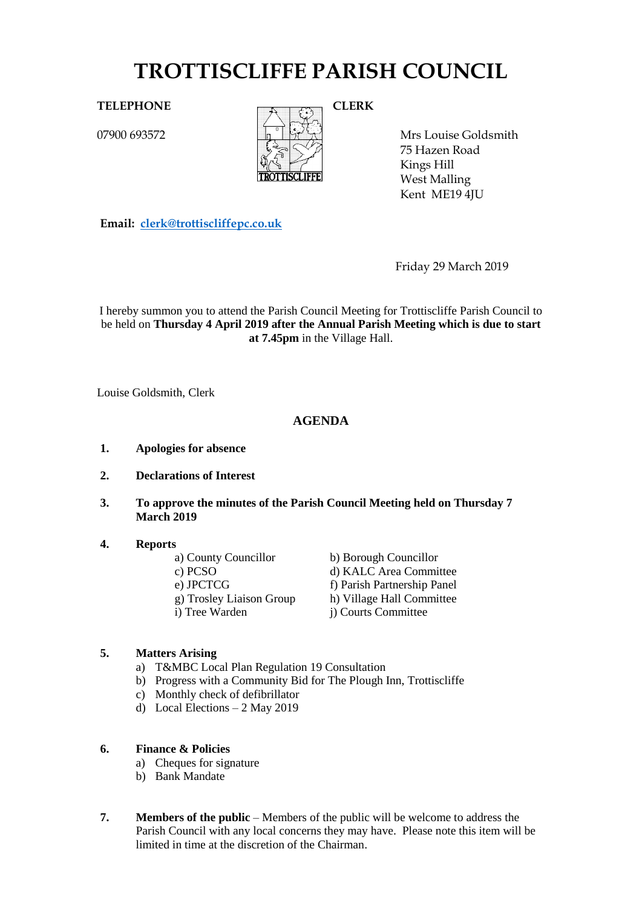# TROTTISCLIFFE PARISH COUNCIL

**TELEPHONE**

07900 693572

**CLERK**

Mrs Louise Goldsmith
75 Hazen Road
Kings Hill
West Malling
Kent ME19 4JU

**Email:** clerk@trottiscliffepc.co.uk

Friday 29 March 2019

I hereby summon you to attend the Parish Council Meeting for Trottiscliffe Parish Council to be held on **Thursday 4 April 2019 after the Annual Parish Meeting which is due to start at 7.45pm** in the Village Hall.

Louise Goldsmith, Clerk

## AGENDA

1. **Apologies for absence**

2. **Declarations of Interest**

3. **To approve the minutes of the Parish Council Meeting held on Thursday 7 March 2019**

4. **Reports**
   - a) County Councillor
   - b) Borough Councillor
   - c) PCSO
   - d) KALC Area Committee
   - e) JPCTCG
   - f) Parish Partnership Panel
   - g) Trosley Liaison Group
   - h) Village Hall Committee
   - i) Tree Warden
   - j) Courts Committee

5. **Matters Arising**
   - a) T&MBC Local Plan Regulation 19 Consultation
   - b) Progress with a Community Bid for The Plough Inn, Trottiscliffe
   - c) Monthly check of defibrillator
   - d) Local Elections – 2 May 2019

6. **Finance & Policies**
   - a) Cheques for signature
   - b) Bank Mandate

7. **Members of the public** – Members of the public will be welcome to address the Parish Council with any local concerns they may have. Please note this item will be limited in time at the discretion of the Chairman.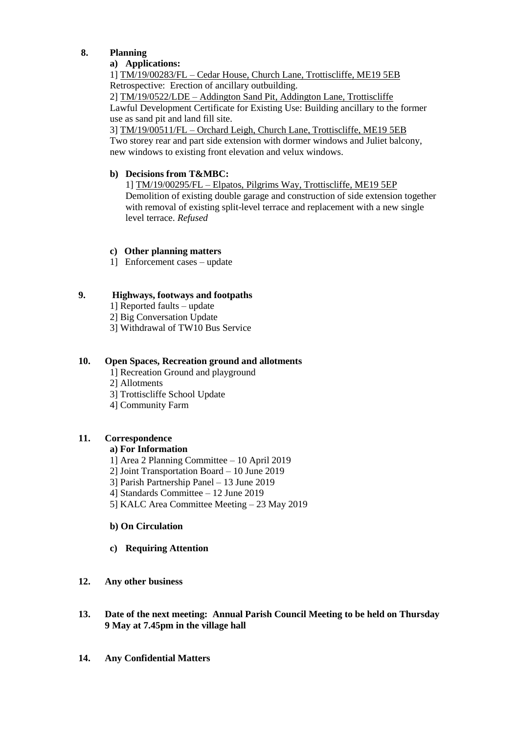**8. Planning**

**a) Applications:**

1] TM/19/00283/FL – Cedar House, Church Lane, Trottiscliffe, ME19 5EB
Retrospective: Erection of ancillary outbuilding.

2] TM/19/0522/LDE – Addington Sand Pit, Addington Lane, Trottiscliffe
Lawful Development Certificate for Existing Use: Building ancillary to the former use as sand pit and land fill site.

3] TM/19/00511/FL – Orchard Leigh, Church Lane, Trottiscliffe, ME19 5EB
Two storey rear and part side extension with dormer windows and Juliet balcony, new windows to existing front elevation and velux windows.

**b) Decisions from T&MBC:**

1] TM/19/00295/FL – Elpatos, Pilgrims Way, Trottiscliffe, ME19 5EP
Demolition of existing double garage and construction of side extension together with removal of existing split-level terrace and replacement with a new single level terrace. *Refused*

**c) Other planning matters**

1] Enforcement cases – update

**9. Highways, footways and footpaths**

1] Reported faults – update
2] Big Conversation Update
3] Withdrawal of TW10 Bus Service

**10. Open Spaces, Recreation ground and allotments**

1] Recreation Ground and playground
2] Allotments
3] Trottiscliffe School Update
4] Community Farm

**11. Correspondence**

**a) For Information**

1] Area 2 Planning Committee – 10 April 2019
2] Joint Transportation Board – 10 June 2019
3] Parish Partnership Panel – 13 June 2019
4] Standards Committee – 12 June 2019
5] KALC Area Committee Meeting – 23 May 2019

**b) On Circulation**

**c) Requiring Attention**

**12. Any other business**

**13. Date of the next meeting: Annual Parish Council Meeting to be held on Thursday 9 May at 7.45pm in the village hall**

**14. Any Confidential Matters**